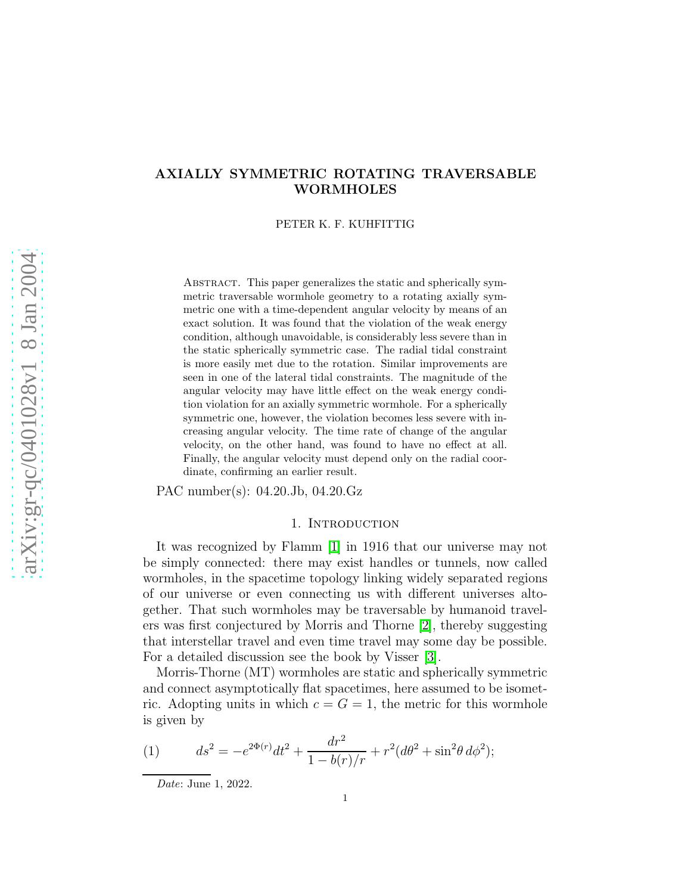# AXIALLY SYMMETRIC ROTATING TRAVERSABLE WORMHOLES

PETER K. F. KUHFITTIG

Abstract. This paper generalizes the static and spherically symmetric traversable wormhole geometry to a rotating axially symmetric one with a time-dependent angular velocity by means of an exact solution. It was found that the violation of the weak energy condition, although unavoidable, is considerably less severe than in the static spherically symmetric case. The radial tidal constraint is more easily met due to the rotation. Similar improvements are seen in one of the lateral tidal constraints. The magnitude of the angular velocity may have little effect on the weak energy condition violation for an axially symmetric wormhole. For a spherically symmetric one, however, the violation becomes less severe with increasing angular velocity. The time rate of change of the angular velocity, on the other hand, was found to have no effect at all. Finally, the angular velocity must depend only on the radial coordinate, confirming an earlier result.

PAC number(s): 04.20.Jb, 04.20.Gz

## 1. Introduction

It was recognized by Flamm [1] in 1916 that our universe may not be simply connected: there may exist handles or tunnels, now called wormholes, in the spacetime topology linking widely separated regions of our universe or even connecting us with different universes altogether. That such wormholes may be traversable by humanoid travelers was first conjectured by Morris and Thorne [2], thereby suggesting that interstellar travel and even time travel may some day be possible. For a detailed discussion see the book by Visser [3].

Morris-Thorne (MT) wormholes are static and spherically symmetric and connect asymptotically flat spacetimes, here assumed to be isometric. Adopting units in which $c = G = 1$, the metric for this wormhole is given by

$$(1) \qquad ds^2 = -e^{2\Phi(r)}dt^2 + \frac{dr^2}{1 - b(r)/r} + r^2(d\theta^2 + \sin^2\theta\, d\phi^2);$$

*Date*: June 1, 2022.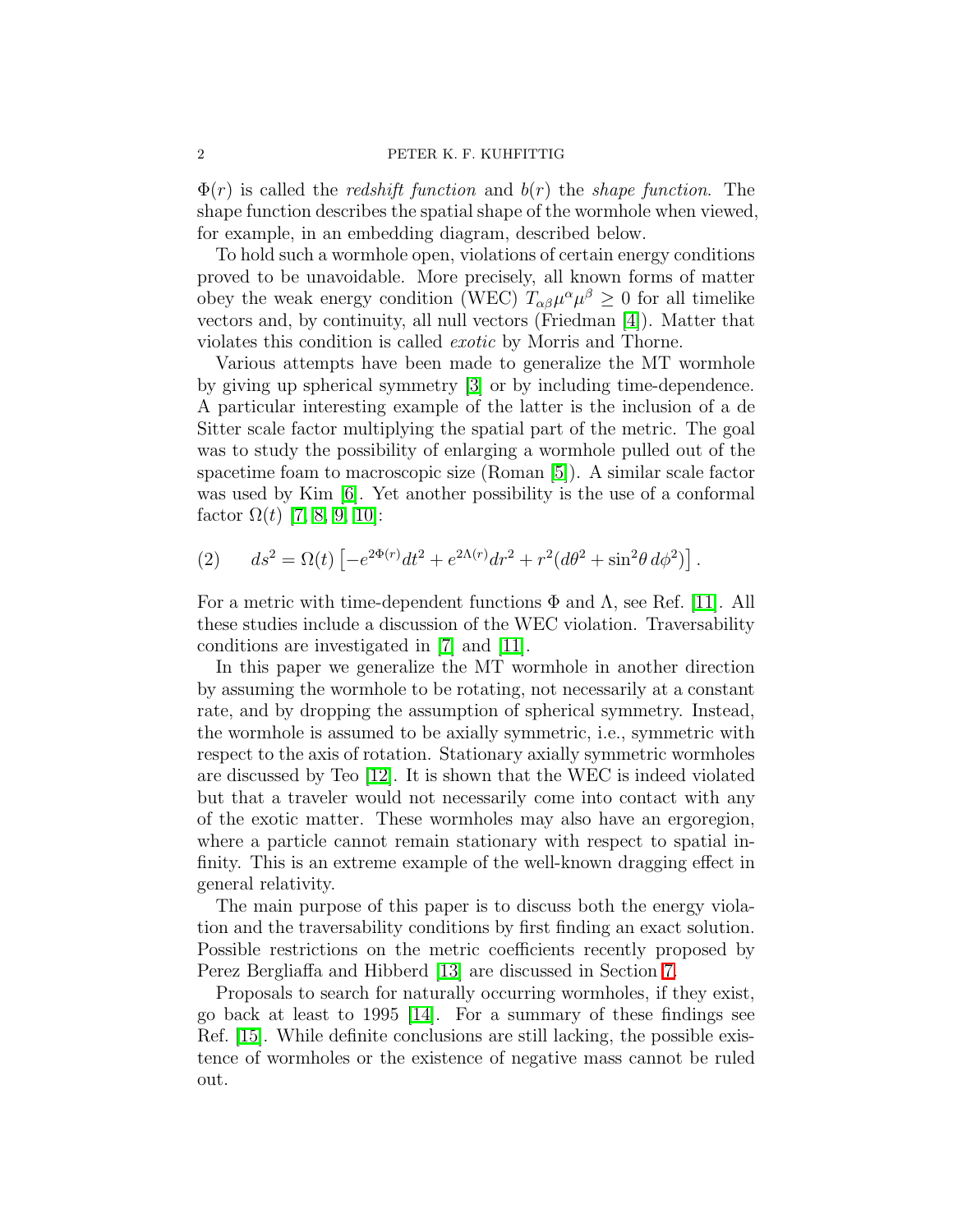$\Phi(r)$ is called the *redshift function* and $b(r)$ the *shape function.* The shape function describes the spatial shape of the wormhole when viewed, for example, in an embedding diagram, described below.

To hold such a wormhole open, violations of certain energy conditions proved to be unavoidable. More precisely, all known forms of matter obey the weak energy condition (WEC) $T_{\alpha\beta}\mu^\alpha\mu^\beta \geq 0$ for all timelike vectors and, by continuity, all null vectors (Friedman [4]). Matter that violates this condition is called *exotic* by Morris and Thorne.

Various attempts have been made to generalize the MT wormhole by giving up spherical symmetry [3] or by including time-dependence. A particular interesting example of the latter is the inclusion of a de Sitter scale factor multiplying the spatial part of the metric. The goal was to study the possibility of enlarging a wormhole pulled out of the spacetime foam to macroscopic size (Roman [5]). A similar scale factor was used by Kim [6]. Yet another possibility is the use of a conformal factor $\Omega(t)$ [7, 8, 9, 10]:

$$(2) \qquad ds^2 = \Omega(t)\left[-e^{2\Phi(r)}dt^2 + e^{2\Lambda(r)}dr^2 + r^2(d\theta^2 + \sin^2\theta\, d\phi^2)\right].$$

For a metric with time-dependent functions $\Phi$ and $\Lambda$, see Ref. [11]. All these studies include a discussion of the WEC violation. Traversability conditions are investigated in [7] and [11].

In this paper we generalize the MT wormhole in another direction by assuming the wormhole to be rotating, not necessarily at a constant rate, and by dropping the assumption of spherical symmetry. Instead, the wormhole is assumed to be axially symmetric, i.e., symmetric with respect to the axis of rotation. Stationary axially symmetric wormholes are discussed by Teo [12]. It is shown that the WEC is indeed violated but that a traveler would not necessarily come into contact with any of the exotic matter. These wormholes may also have an ergoregion, where a particle cannot remain stationary with respect to spatial infinity. This is an extreme example of the well-known dragging effect in general relativity.

The main purpose of this paper is to discuss both the energy violation and the traversability conditions by first finding an exact solution. Possible restrictions on the metric coefficients recently proposed by Perez Bergliaffa and Hibberd [13] are discussed in Section 7.

Proposals to search for naturally occurring wormholes, if they exist, go back at least to 1995 [14]. For a summary of these findings see Ref. [15]. While definite conclusions are still lacking, the possible existence of wormholes or the existence of negative mass cannot be ruled out.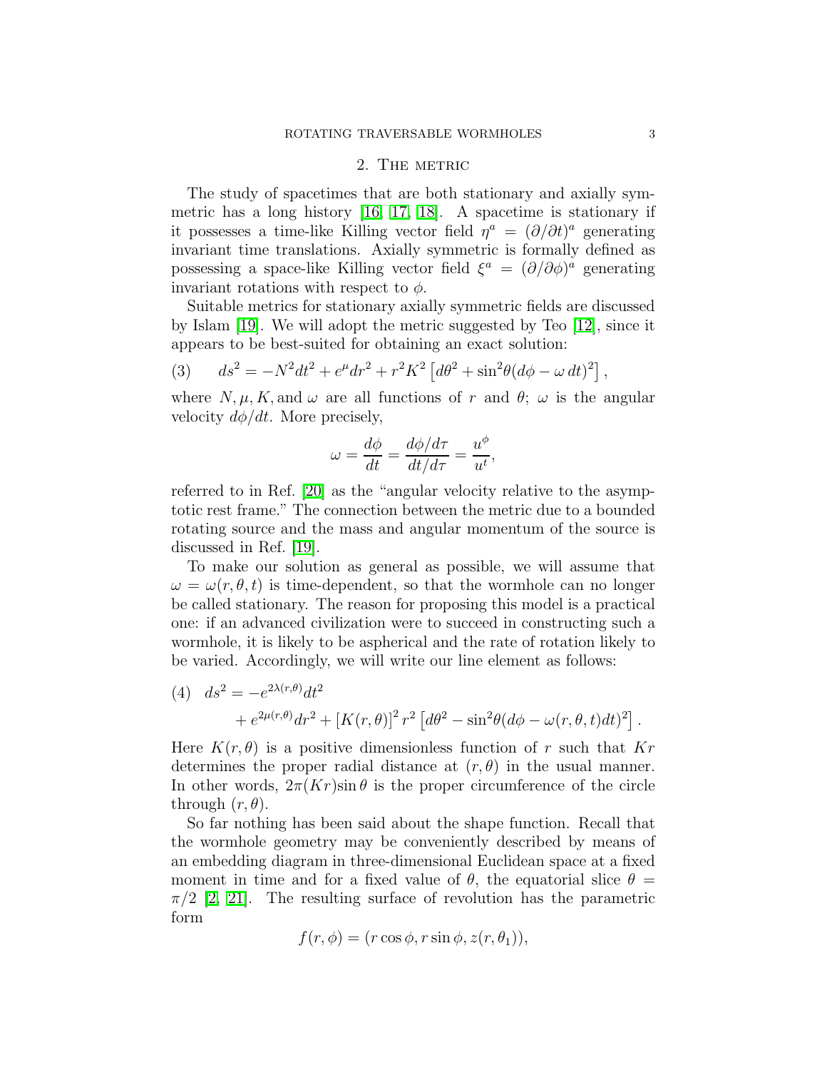## 2. The metric

The study of spacetimes that are both stationary and axially symmetric has a long history [16, 17, 18]. A spacetime is stationary if it possesses a time-like Killing vector field $\eta^a = (\partial/\partial t)^a$ generating invariant time translations. Axially symmetric is formally defined as possessing a space-like Killing vector field $\xi^a = (\partial/\partial\phi)^a$ generating invariant rotations with respect to $\phi$.

Suitable metrics for stationary axially symmetric fields are discussed by Islam [19]. We will adopt the metric suggested by Teo [12], since it appears to be best-suited for obtaining an exact solution:

$$ds^2 = -N^2dt^2 + e^{\mu}dr^2 + r^2K^2\left[d\theta^2 + \sin^2\theta(d\phi - \omega\, dt)^2\right], \tag{3}$$

where $N, \mu, K,$ and $\omega$ are all functions of $r$ and $\theta$; $\omega$ is the angular velocity $d\phi/dt$. More precisely,

$$\omega = \frac{d\phi}{dt} = \frac{d\phi/d\tau}{dt/d\tau} = \frac{u^\phi}{u^t},$$

referred to in Ref. [20] as the "angular velocity relative to the asymptotic rest frame." The connection between the metric due to a bounded rotating source and the mass and angular momentum of the source is discussed in Ref. [19].

To make our solution as general as possible, we will assume that $\omega = \omega(r, \theta, t)$ is time-dependent, so that the wormhole can no longer be called stationary. The reason for proposing this model is a practical one: if an advanced civilization were to succeed in constructing such a wormhole, it is likely to be aspherical and the rate of rotation likely to be varied. Accordingly, we will write our line element as follows:

$$\begin{aligned} ds^2 = &-e^{2\lambda(r,\theta)}dt^2 \\ &+ e^{2\mu(r,\theta)}dr^2 + [K(r,\theta)]^2\, r^2\left[d\theta^2 - \sin^2\theta(d\phi - \omega(r,\theta,t)dt)^2\right]. \end{aligned} \tag{4}$$

Here $K(r, \theta)$ is a positive dimensionless function of $r$ such that $Kr$ determines the proper radial distance at $(r, \theta)$ in the usual manner. In other words, $2\pi(Kr)\sin\theta$ is the proper circumference of the circle through $(r, \theta)$.

So far nothing has been said about the shape function. Recall that the wormhole geometry may be conveniently described by means of an embedding diagram in three-dimensional Euclidean space at a fixed moment in time and for a fixed value of $\theta$, the equatorial slice $\theta = \pi/2$ [2, 21]. The resulting surface of revolution has the parametric form

$$f(r, \phi) = (r\cos\phi, r\sin\phi, z(r, \theta_1)),$$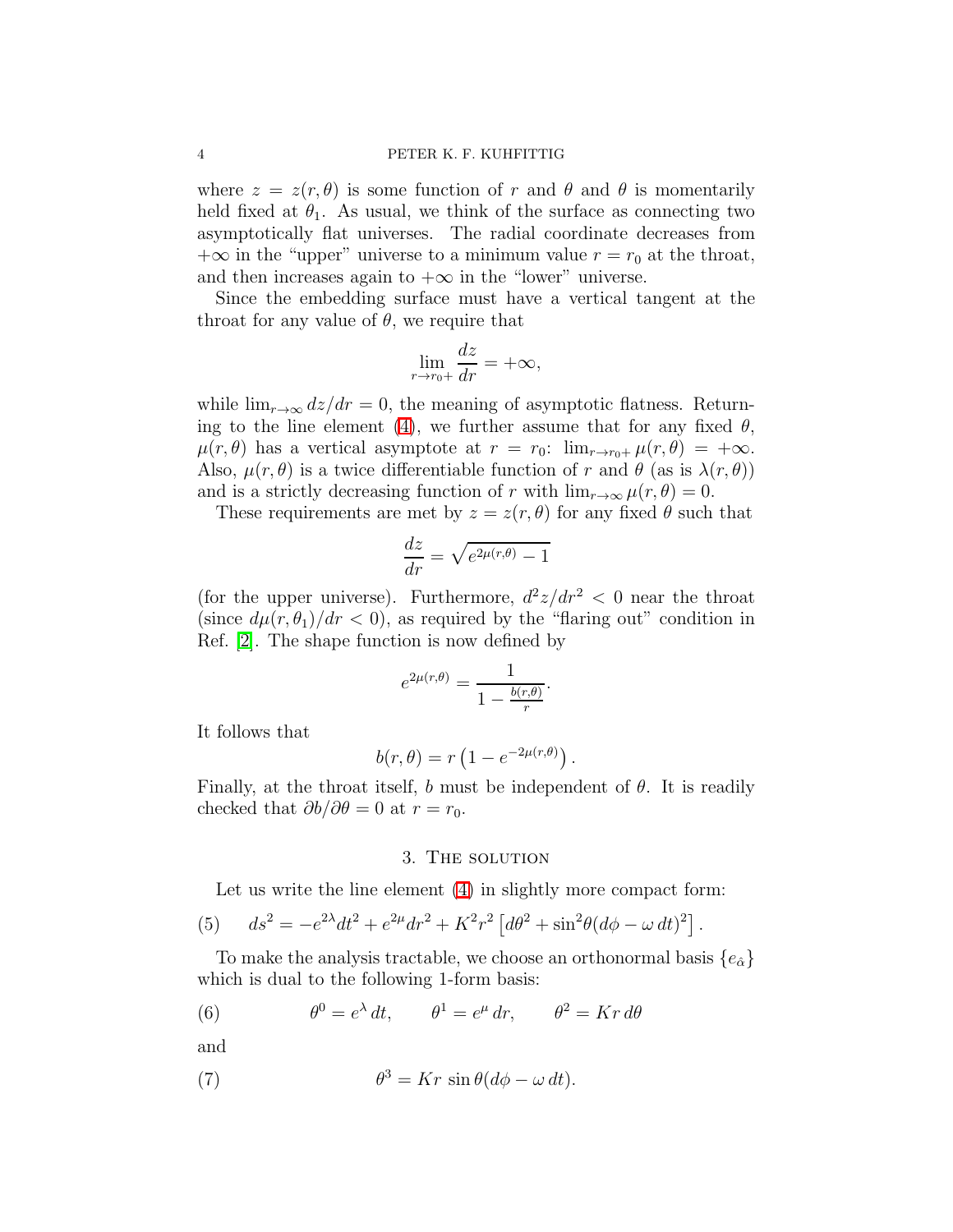where $z = z(r, \theta)$ is some function of $r$ and $\theta$ and $\theta$ is momentarily held fixed at $\theta_1$. As usual, we think of the surface as connecting two asymptotically flat universes. The radial coordinate decreases from $+\infty$ in the "upper" universe to a minimum value $r = r_0$ at the throat, and then increases again to $+\infty$ in the "lower" universe.

Since the embedding surface must have a vertical tangent at the throat for any value of $\theta$, we require that

$$\lim_{r \to r_0+} \frac{dz}{dr} = +\infty,$$

while $\lim_{r\to\infty} dz/dr = 0$, the meaning of asymptotic flatness. Returning to the line element (4), we further assume that for any fixed $\theta$, $\mu(r, \theta)$ has a vertical asymptote at $r = r_0$: $\lim_{r\to r_0+} \mu(r, \theta) = +\infty$. Also, $\mu(r, \theta)$ is a twice differentiable function of $r$ and $\theta$ (as is $\lambda(r, \theta)$) and is a strictly decreasing function of $r$ with $\lim_{r\to\infty} \mu(r, \theta) = 0$.

These requirements are met by $z = z(r, \theta)$ for any fixed $\theta$ such that

$$\frac{dz}{dr} = \sqrt{e^{2\mu(r,\theta)} - 1}$$

(for the upper universe). Furthermore, $d^2z/dr^2 < 0$ near the throat (since $d\mu(r, \theta_1)/dr < 0$), as required by the "flaring out" condition in Ref. [2]. The shape function is now defined by

$$e^{2\mu(r,\theta)} = \frac{1}{1 - \frac{b(r,\theta)}{r}}.$$

It follows that

$$b(r, \theta) = r\left(1 - e^{-2\mu(r,\theta)}\right).$$

Finally, at the throat itself, $b$ must be independent of $\theta$. It is readily checked that $\partial b/\partial\theta = 0$ at $r = r_0$.

## 3. The solution

Let us write the line element (4) in slightly more compact form:

$$ds^2 = -e^{2\lambda}dt^2 + e^{2\mu}dr^2 + K^2r^2\left[d\theta^2 + \sin^2\theta(d\phi - \omega\, dt)^2\right]. \tag{5}$$

To make the analysis tractable, we choose an orthonormal basis $\{e_{\hat{\alpha}}\}$ which is dual to the following 1-form basis:

$$\theta^0 = e^{\lambda}\, dt, \qquad \theta^1 = e^{\mu}\, dr, \qquad \theta^2 = Kr\, d\theta \tag{6}$$

and

$$\theta^3 = Kr\, \sin\theta(d\phi - \omega\, dt). \tag{7}$$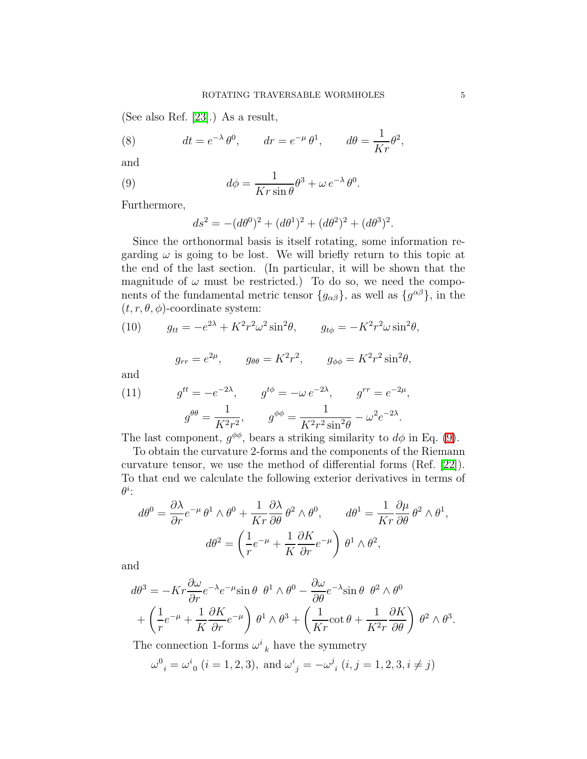(See also Ref. [23].) As a result,

$$dt = e^{-\lambda}\,\theta^0, \qquad dr = e^{-\mu}\,\theta^1, \qquad d\theta = \frac{1}{Kr}\theta^2, \tag{8}$$

and

$$d\phi = \frac{1}{Kr\sin\theta}\theta^3 + \omega\, e^{-\lambda}\,\theta^0. \tag{9}$$

Furthermore,

$$ds^2 = -(d\theta^0)^2 + (d\theta^1)^2 + (d\theta^2)^2 + (d\theta^3)^2.$$

Since the orthonormal basis is itself rotating, some information regarding $\omega$ is going to be lost. We will briefly return to this topic at the end of the last section. (In particular, it will be shown that the magnitude of $\omega$ must be restricted.) To do so, we need the components of the fundamental metric tensor $\{g_{\alpha\beta}\}$, as well as $\{g^{\alpha\beta}\}$, in the $(t, r, \theta, \phi)$-coordinate system:

$$g_{tt} = -e^{2\lambda} + K^2r^2\omega^2\sin^2\theta, \qquad g_{t\phi} = -K^2r^2\omega\sin^2\theta, \tag{10}$$

$$g_{rr} = e^{2\mu}, \qquad g_{\theta\theta} = K^2r^2, \qquad g_{\phi\phi} = K^2r^2\sin^2\theta,$$

and

$$g^{tt} = -e^{-2\lambda}, \qquad g^{t\phi} = -\omega\, e^{-2\lambda}, \qquad g^{rr} = e^{-2\mu}, \tag{11}$$

$$g^{\theta\theta} = \frac{1}{K^2r^2}, \qquad g^{\phi\phi} = \frac{1}{K^2r^2\sin^2\theta} - \omega^2 e^{-2\lambda}.$$

The last component, $g^{\phi\phi}$, bears a striking similarity to $d\phi$ in Eq. (9).

To obtain the curvature 2-forms and the components of the Riemann curvature tensor, we use the method of differential forms (Ref. [22]). To that end we calculate the following exterior derivatives in terms of $\theta^i$:

$$d\theta^0 = \frac{\partial\lambda}{\partial r}e^{-\mu}\,\theta^1\wedge\theta^0 + \frac{1}{Kr}\frac{\partial\lambda}{\partial\theta}\,\theta^2\wedge\theta^0, \qquad d\theta^1 = \frac{1}{Kr}\frac{\partial\mu}{\partial\theta}\,\theta^2\wedge\theta^1,$$

$$d\theta^2 = \left(\frac{1}{r}e^{-\mu} + \frac{1}{K}\frac{\partial K}{\partial r}e^{-\mu}\right)\,\theta^1\wedge\theta^2,$$

and

$$d\theta^3 = -Kr\frac{\partial\omega}{\partial r}e^{-\lambda}e^{-\mu}\sin\theta\;\;\theta^1\wedge\theta^0 - \frac{\partial\omega}{\partial\theta}e^{-\lambda}\sin\theta\;\;\theta^2\wedge\theta^0$$
$$+\left(\frac{1}{r}e^{-\mu} + \frac{1}{K}\frac{\partial K}{\partial r}e^{-\mu}\right)\,\theta^1\wedge\theta^3 + \left(\frac{1}{Kr}\cot\theta + \frac{1}{K^2r}\frac{\partial K}{\partial\theta}\right)\,\theta^2\wedge\theta^3.$$

The connection 1-forms $\omega^i{}_k$ have the symmetry

$$\omega^0{}_i = \omega^i{}_0\;(i = 1, 2, 3),\text{ and }\omega^i{}_j = -\omega^j{}_i\;(i, j = 1, 2, 3, i \neq j)$$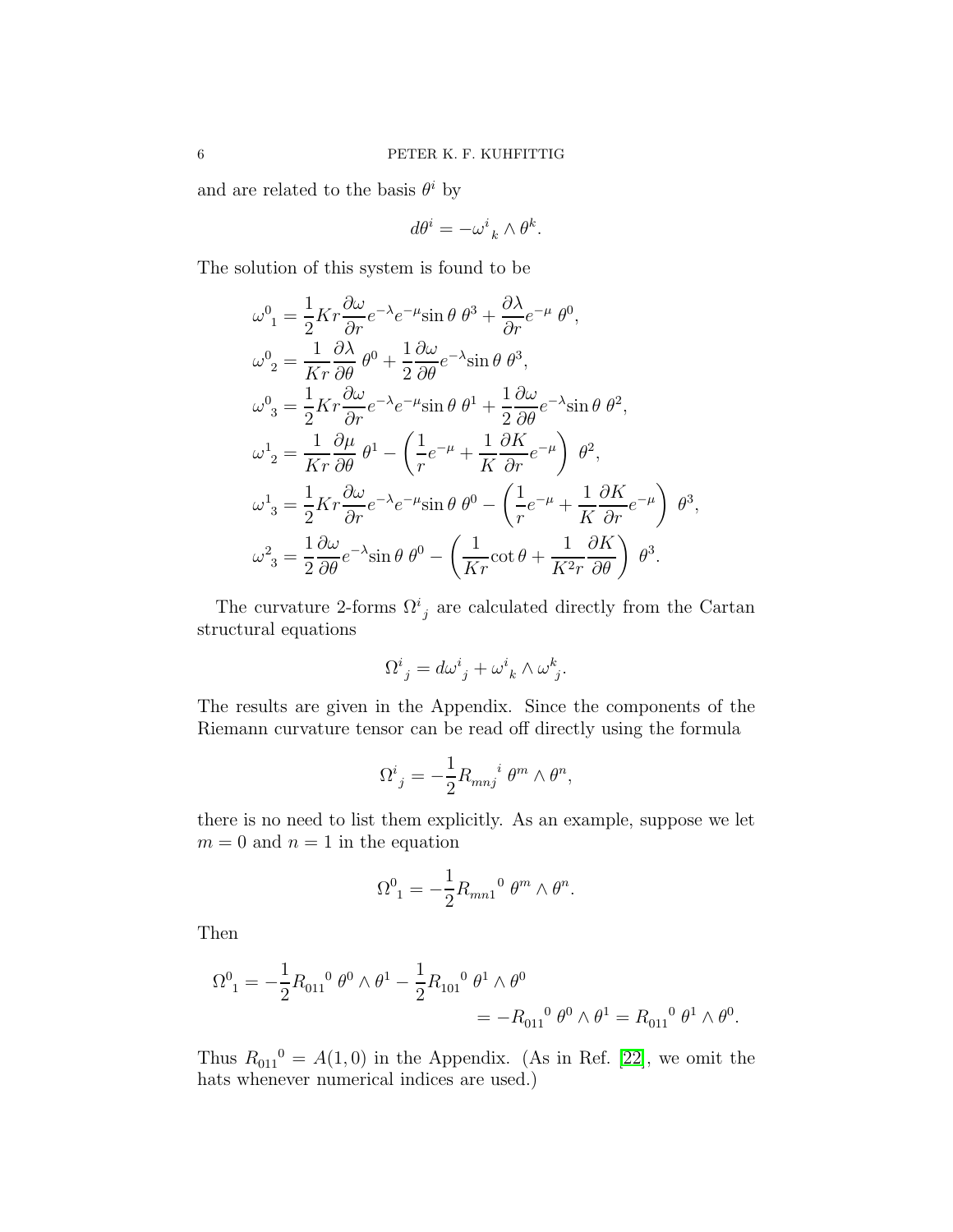and are related to the basis $\theta^i$ by

$$d\theta^i = -\omega^i{}_k \wedge \theta^k.$$

The solution of this system is found to be

$$\begin{aligned}
\omega^0{}_1 &= \frac{1}{2}Kr\frac{\partial\omega}{\partial r}e^{-\lambda}e^{-\mu}\sin\theta\;\theta^3 + \frac{\partial\lambda}{\partial r}e^{-\mu}\;\theta^0,\\
\omega^0{}_2 &= \frac{1}{Kr}\frac{\partial\lambda}{\partial\theta}\;\theta^0 + \frac{1}{2}\frac{\partial\omega}{\partial\theta}e^{-\lambda}\sin\theta\;\theta^3,\\
\omega^0{}_3 &= \frac{1}{2}Kr\frac{\partial\omega}{\partial r}e^{-\lambda}e^{-\mu}\sin\theta\;\theta^1 + \frac{1}{2}\frac{\partial\omega}{\partial\theta}e^{-\lambda}\sin\theta\;\theta^2,\\
\omega^1{}_2 &= \frac{1}{Kr}\frac{\partial\mu}{\partial\theta}\;\theta^1 - \left(\frac{1}{r}e^{-\mu} + \frac{1}{K}\frac{\partial K}{\partial r}e^{-\mu}\right)\;\theta^2,\\
\omega^1{}_3 &= \frac{1}{2}Kr\frac{\partial\omega}{\partial r}e^{-\lambda}e^{-\mu}\sin\theta\;\theta^0 - \left(\frac{1}{r}e^{-\mu} + \frac{1}{K}\frac{\partial K}{\partial r}e^{-\mu}\right)\;\theta^3,\\
\omega^2{}_3 &= \frac{1}{2}\frac{\partial\omega}{\partial\theta}e^{-\lambda}\sin\theta\;\theta^0 - \left(\frac{1}{Kr}\cot\theta + \frac{1}{K^2r}\frac{\partial K}{\partial\theta}\right)\;\theta^3.
\end{aligned}$$

The curvature 2-forms $\Omega^i{}_j$ are calculated directly from the Cartan structural equations

$$\Omega^i{}_j = d\omega^i{}_j + \omega^i{}_k \wedge \omega^k{}_j.$$

The results are given in the Appendix. Since the components of the Riemann curvature tensor can be read off directly using the formula

$$\Omega^i{}_j = -\frac{1}{2}R_{mnj}{}^i\;\theta^m \wedge \theta^n,$$

there is no need to list them explicitly. As an example, suppose we let $m = 0$ and $n = 1$ in the equation

$$\Omega^0{}_1 = -\frac{1}{2}R_{mn1}{}^0\;\theta^m \wedge \theta^n.$$

Then

$$\begin{aligned}
\Omega^0{}_1 = -\frac{1}{2}R_{011}{}^0\;\theta^0\wedge\theta^1 &- \frac{1}{2}R_{101}{}^0\;\theta^1\wedge\theta^0\\
&= -R_{011}{}^0\;\theta^0\wedge\theta^1 = R_{011}{}^0\;\theta^1\wedge\theta^0.
\end{aligned}$$

Thus $R_{011}{}^0 = A(1,0)$ in the Appendix. (As in Ref. [22], we omit the hats whenever numerical indices are used.)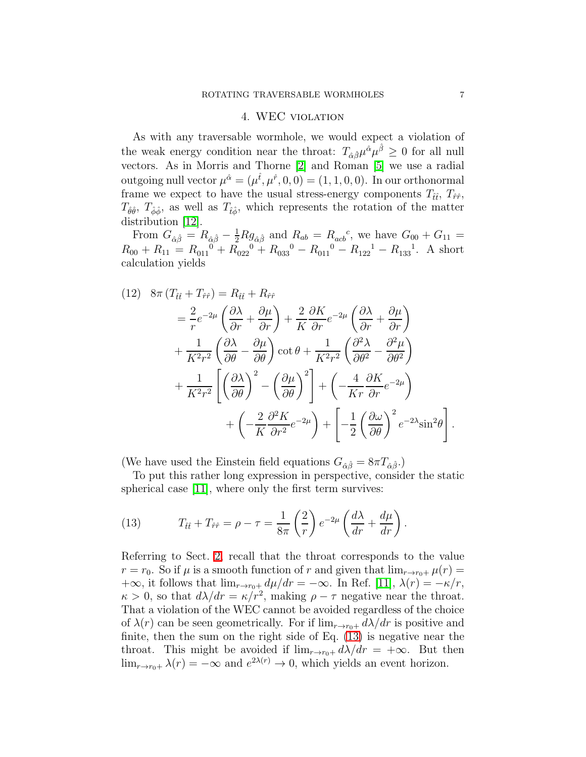## 4. WEC violation

As with any traversable wormhole, we would expect a violation of the weak energy condition near the throat: $T_{\hat{\alpha}\hat{\beta}}\mu^{\hat{\alpha}}\mu^{\hat{\beta}} \geq 0$ for all null vectors. As in Morris and Thorne [2] and Roman [5] we use a radial outgoing null vector $\mu^{\hat{\alpha}} = (\mu^{\hat{t}}, \mu^{\hat{r}}, 0, 0) = (1, 1, 0, 0)$. In our orthonormal frame we expect to have the usual stress-energy components $T_{\hat{t}\hat{t}}$, $T_{\hat{r}\hat{r}}$, $T_{\hat{\theta}\hat{\theta}}$, $T_{\hat{\phi}\hat{\phi}}$, as well as $T_{\hat{t}\hat{\phi}}$, which represents the rotation of the matter distribution [12].

From $G_{\hat{\alpha}\hat{\beta}} = R_{\hat{\alpha}\hat{\beta}} - \frac{1}{2}Rg_{\hat{\alpha}\hat{\beta}}$ and $R_{ab} = R_{acb}{}^{c}$, we have $G_{00} + G_{11} = R_{00} + R_{11} = R_{011}{}^{0} + R_{022}{}^{0} + R_{033}{}^{0} - R_{011}{}^{0} - R_{122}{}^{1} - R_{133}{}^{1}$. A short calculation yields

$$
\begin{aligned}
(12)\quad 8\pi\,(T_{\hat{t}\hat{t}} + T_{\hat{r}\hat{r}}) &= R_{\hat{t}\hat{t}} + R_{\hat{r}\hat{r}} \\
&= \frac{2}{r}e^{-2\mu}\left(\frac{\partial\lambda}{\partial r} + \frac{\partial\mu}{\partial r}\right) + \frac{2}{K}\frac{\partial K}{\partial r}e^{-2\mu}\left(\frac{\partial\lambda}{\partial r} + \frac{\partial\mu}{\partial r}\right) \\
&\quad + \frac{1}{K^2r^2}\left(\frac{\partial\lambda}{\partial\theta} - \frac{\partial\mu}{\partial\theta}\right)\cot\theta + \frac{1}{K^2r^2}\left(\frac{\partial^2\lambda}{\partial\theta^2} - \frac{\partial^2\mu}{\partial\theta^2}\right) \\
&\quad + \frac{1}{K^2r^2}\left[\left(\frac{\partial\lambda}{\partial\theta}\right)^2 - \left(\frac{\partial\mu}{\partial\theta}\right)^2\right] + \left(-\frac{4}{Kr}\frac{\partial K}{\partial r}e^{-2\mu}\right) \\
&\quad + \left(-\frac{2}{K}\frac{\partial^2 K}{\partial r^2}e^{-2\mu}\right) + \left[-\frac{1}{2}\left(\frac{\partial\omega}{\partial\theta}\right)^2 e^{-2\lambda}\sin^2\theta\right].
\end{aligned}
$$

(We have used the Einstein field equations $G_{\hat{\alpha}\hat{\beta}} = 8\pi T_{\hat{\alpha}\hat{\beta}}$.)

To put this rather long expression in perspective, consider the static spherical case [11], where only the first term survives:

$$
(13)\qquad T_{\hat{t}\hat{t}} + T_{\hat{r}\hat{r}} = \rho - \tau = \frac{1}{8\pi}\left(\frac{2}{r}\right)e^{-2\mu}\left(\frac{d\lambda}{dr} + \frac{d\mu}{dr}\right).
$$

Referring to Sect. 2, recall that the throat corresponds to the value $r = r_0$. So if $\mu$ is a smooth function of $r$ and given that $\lim_{r\to r_0+}\mu(r) = +\infty$, it follows that $\lim_{r\to r_0+} d\mu/dr = -\infty$. In Ref. [11], $\lambda(r) = -\kappa/r$, $\kappa > 0$, so that $d\lambda/dr = \kappa/r^2$, making $\rho - \tau$ negative near the throat. That a violation of the WEC cannot be avoided regardless of the choice of $\lambda(r)$ can be seen geometrically. For if $\lim_{r\to r_0+} d\lambda/dr$ is positive and finite, then the sum on the right side of Eq. (13) is negative near the throat. This might be avoided if $\lim_{r\to r_0+} d\lambda/dr = +\infty$. But then $\lim_{r\to r_0+}\lambda(r) = -\infty$ and $e^{2\lambda(r)} \to 0$, which yields an event horizon.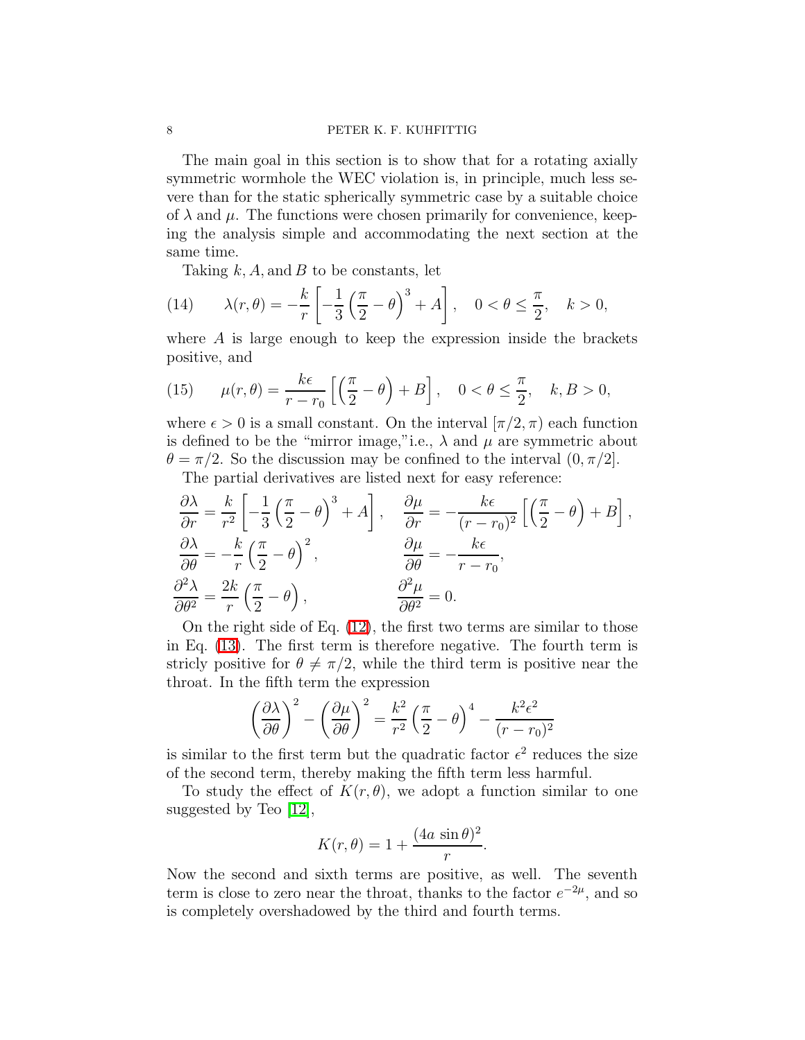The main goal in this section is to show that for a rotating axially symmetric wormhole the WEC violation is, in principle, much less severe than for the static spherically symmetric case by a suitable choice of $\lambda$ and $\mu$. The functions were chosen primarily for convenience, keeping the analysis simple and accommodating the next section at the same time.

Taking $k, A,$ and $B$ to be constants, let

$$\lambda(r,\theta) = -\frac{k}{r}\left[-\frac{1}{3}\left(\frac{\pi}{2}-\theta\right)^3 + A\right], \quad 0<\theta\le\frac{\pi}{2}, \quad k>0, \tag{14}$$

where $A$ is large enough to keep the expression inside the brackets positive, and

$$\mu(r,\theta) = \frac{k\epsilon}{r-r_0}\left[\left(\frac{\pi}{2}-\theta\right) + B\right], \quad 0<\theta\le\frac{\pi}{2}, \quad k, B>0, \tag{15}$$

where $\epsilon > 0$ is a small constant. On the interval $[\pi/2, \pi)$ each function is defined to be the "mirror image,"i.e., $\lambda$ and $\mu$ are symmetric about $\theta = \pi/2$. So the discussion may be confined to the interval $(0, \pi/2]$.

The partial derivatives are listed next for easy reference:

$$\frac{\partial\lambda}{\partial r} = \frac{k}{r^2}\left[-\frac{1}{3}\left(\frac{\pi}{2}-\theta\right)^3 + A\right], \quad \frac{\partial\mu}{\partial r} = -\frac{k\epsilon}{(r-r_0)^2}\left[\left(\frac{\pi}{2}-\theta\right) + B\right],$$

$$\frac{\partial\lambda}{\partial\theta} = -\frac{k}{r}\left(\frac{\pi}{2}-\theta\right)^2, \qquad \frac{\partial\mu}{\partial\theta} = -\frac{k\epsilon}{r-r_0},$$

$$\frac{\partial^2\lambda}{\partial\theta^2} = \frac{2k}{r}\left(\frac{\pi}{2}-\theta\right), \qquad \frac{\partial^2\mu}{\partial\theta^2} = 0.$$

On the right side of Eq. (12), the first two terms are similar to those in Eq. (13). The first term is therefore negative. The fourth term is stricly positive for $\theta \neq \pi/2$, while the third term is positive near the throat. In the fifth term the expression

$$\left(\frac{\partial\lambda}{\partial\theta}\right)^2 - \left(\frac{\partial\mu}{\partial\theta}\right)^2 = \frac{k^2}{r^2}\left(\frac{\pi}{2}-\theta\right)^4 - \frac{k^2\epsilon^2}{(r-r_0)^2}$$

is similar to the first term but the quadratic factor $\epsilon^2$ reduces the size of the second term, thereby making the fifth term less harmful.

To study the effect of $K(r,\theta)$, we adopt a function similar to one suggested by Teo [12],

$$K(r,\theta) = 1 + \frac{(4a\,\sin\theta)^2}{r}.$$

Now the second and sixth terms are positive, as well. The seventh term is close to zero near the throat, thanks to the factor $e^{-2\mu}$, and so is completely overshadowed by the third and fourth terms.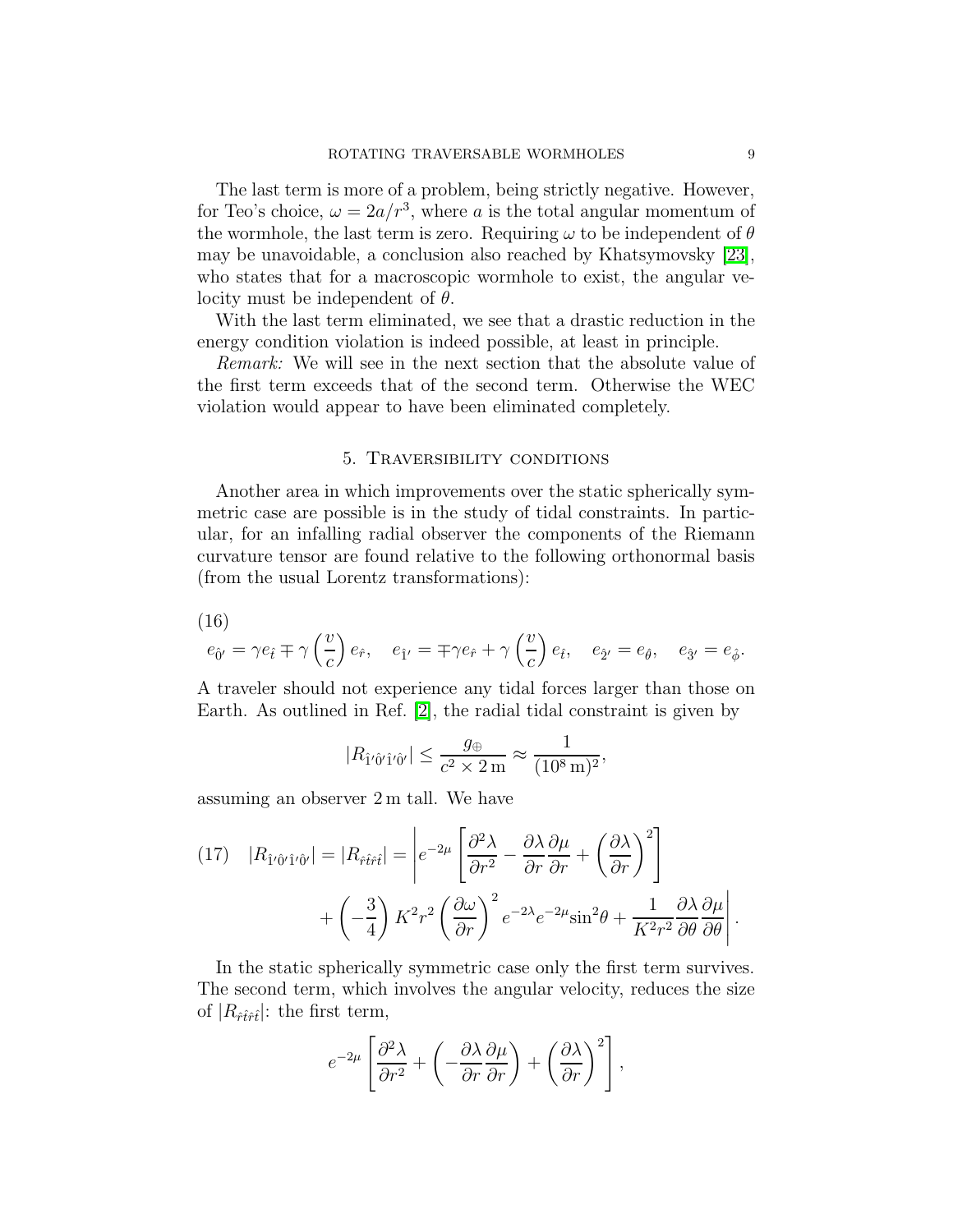The last term is more of a problem, being strictly negative. However, for Teo's choice, $\omega = 2a/r^3$, where $a$ is the total angular momentum of the wormhole, the last term is zero. Requiring $\omega$ to be independent of $\theta$ may be unavoidable, a conclusion also reached by Khatsymovsky [23], who states that for a macroscopic wormhole to exist, the angular velocity must be independent of $\theta$.

With the last term eliminated, we see that a drastic reduction in the energy condition violation is indeed possible, at least in principle.

*Remark:* We will see in the next section that the absolute value of the first term exceeds that of the second term. Otherwise the WEC violation would appear to have been eliminated completely.

## 5. Traversibility conditions

Another area in which improvements over the static spherically symmetric case are possible is in the study of tidal constraints. In particular, for an infalling radial observer the components of the Riemann curvature tensor are found relative to the following orthonormal basis (from the usual Lorentz transformations):

(16)
$$e_{\hat{0}'} = \gamma e_{\hat{t}} \mp \gamma \left(\frac{v}{c}\right) e_{\hat{r}}, \quad e_{\hat{1}'} = \mp\gamma e_{\hat{r}} + \gamma \left(\frac{v}{c}\right) e_{\hat{t}}, \quad e_{\hat{2}'} = e_{\hat{\theta}}, \quad e_{\hat{3}'} = e_{\hat{\phi}}.$$

A traveler should not experience any tidal forces larger than those on Earth. As outlined in Ref. [2], the radial tidal constraint is given by

$$|R_{\hat{1}'\hat{0}'\hat{1}'\hat{0}'}| \leq \frac{g_{\oplus}}{c^2 \times 2\,\mathrm{m}} \approx \frac{1}{(10^8\,\mathrm{m})^2},$$

assuming an observer 2 m tall. We have

(17)
$$|R_{\hat{1}'\hat{0}'\hat{1}'\hat{0}'}| = |R_{\hat{r}\hat{t}\hat{r}\hat{t}}| = \left| e^{-2\mu}\left[\frac{\partial^2\lambda}{\partial r^2} - \frac{\partial\lambda}{\partial r}\frac{\partial\mu}{\partial r} + \left(\frac{\partial\lambda}{\partial r}\right)^2\right] + \left(-\frac{3}{4}\right)K^2r^2\left(\frac{\partial\omega}{\partial r}\right)^2 e^{-2\lambda}e^{-2\mu}\sin^2\theta + \frac{1}{K^2r^2}\frac{\partial\lambda}{\partial\theta}\frac{\partial\mu}{\partial\theta}\right|.$$

In the static spherically symmetric case only the first term survives. The second term, which involves the angular velocity, reduces the size of $|R_{\hat{r}\hat{t}\hat{r}\hat{t}}|$: the first term,

$$e^{-2\mu}\left[\frac{\partial^2\lambda}{\partial r^2} + \left(-\frac{\partial\lambda}{\partial r}\frac{\partial\mu}{\partial r}\right) + \left(\frac{\partial\lambda}{\partial r}\right)^2\right],$$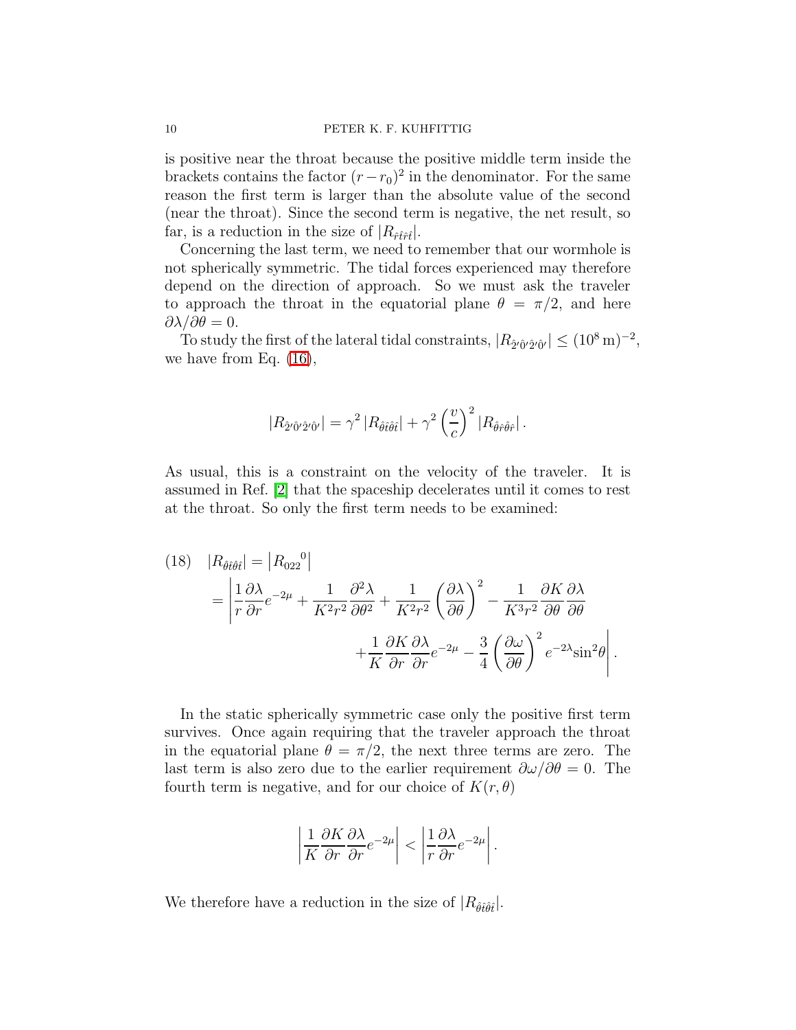is positive near the throat because the positive middle term inside the brackets contains the factor $(r - r_0)^2$ in the denominator. For the same reason the first term is larger than the absolute value of the second (near the throat). Since the second term is negative, the net result, so far, is a reduction in the size of $|R_{\hat{r}\hat{t}\hat{r}\hat{t}}|$.

Concerning the last term, we need to remember that our wormhole is not spherically symmetric. The tidal forces experienced may therefore depend on the direction of approach. So we must ask the traveler to approach the throat in the equatorial plane $\theta = \pi/2$, and here $\partial\lambda/\partial\theta = 0$.

To study the first of the lateral tidal constraints, $|R_{\hat{2}'\hat{0}'\hat{2}'\hat{0}'}| \leq (10^8\,\text{m})^{-2}$, we have from Eq. (16),

$$|R_{\hat{2}'\hat{0}'\hat{2}'\hat{0}'}| = \gamma^2 \, |R_{\hat{\theta}\hat{t}\hat{\theta}\hat{t}}| + \gamma^2 \left(\frac{v}{c}\right)^2 |R_{\hat{\theta}\hat{r}\hat{\theta}\hat{r}}| \, .$$

As usual, this is a constraint on the velocity of the traveler. It is assumed in Ref. [2] that the spaceship decelerates until it comes to rest at the throat. So only the first term needs to be examined:

$$(18) \quad |R_{\hat{\theta}\hat{t}\hat{\theta}\hat{t}}| = \left|R_{022}{}^{0}\right| = \left|\frac{1}{r}\frac{\partial\lambda}{\partial r}e^{-2\mu} + \frac{1}{K^2r^2}\frac{\partial^2\lambda}{\partial\theta^2} + \frac{1}{K^2r^2}\left(\frac{\partial\lambda}{\partial\theta}\right)^2 - \frac{1}{K^3r^2}\frac{\partial K}{\partial\theta}\frac{\partial\lambda}{\partial\theta} + \frac{1}{K}\frac{\partial K}{\partial r}\frac{\partial\lambda}{\partial r}e^{-2\mu} - \frac{3}{4}\left(\frac{\partial\omega}{\partial\theta}\right)^2 e^{-2\lambda}\sin^2\theta\right|.$$

In the static spherically symmetric case only the positive first term survives. Once again requiring that the traveler approach the throat in the equatorial plane $\theta = \pi/2$, the next three terms are zero. The last term is also zero due to the earlier requirement $\partial\omega/\partial\theta = 0$. The fourth term is negative, and for our choice of $K(r, \theta)$

$$\left|\frac{1}{K}\frac{\partial K}{\partial r}\frac{\partial\lambda}{\partial r}e^{-2\mu}\right| < \left|\frac{1}{r}\frac{\partial\lambda}{\partial r}e^{-2\mu}\right|.$$

We therefore have a reduction in the size of $|R_{\hat{\theta}\hat{t}\hat{\theta}\hat{t}}|$.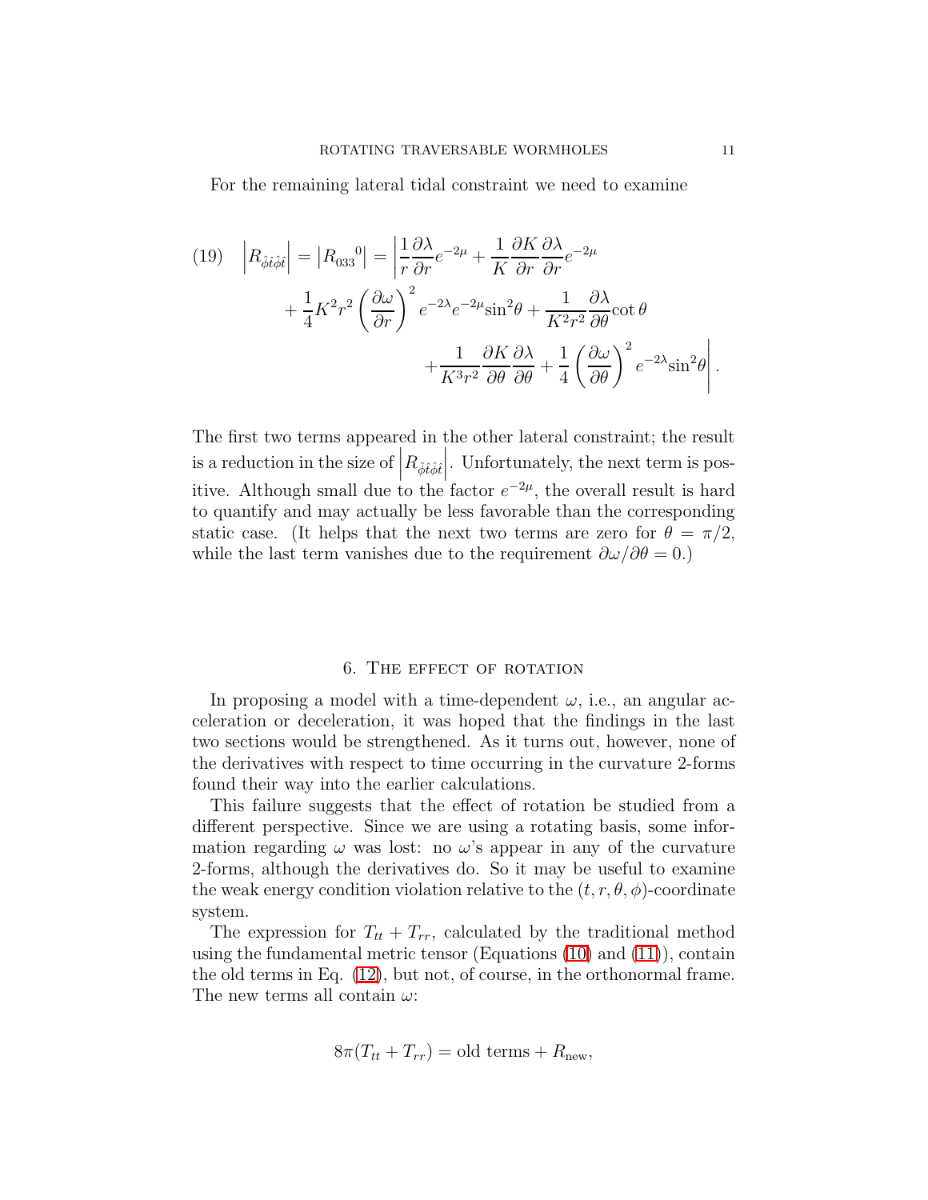For the remaining lateral tidal constraint we need to examine

$$
(19)\quad \left|R_{\hat{\phi}\hat{t}\hat{\phi}\hat{t}}\right| = \left|R_{033}{}^{0}\right| = \left|\frac{1}{r}\frac{\partial\lambda}{\partial r}e^{-2\mu} + \frac{1}{K}\frac{\partial K}{\partial r}\frac{\partial\lambda}{\partial r}e^{-2\mu} + \frac{1}{4}K^2r^2\left(\frac{\partial\omega}{\partial r}\right)^2 e^{-2\lambda}e^{-2\mu}\sin^2\theta + \frac{1}{K^2r^2}\frac{\partial\lambda}{\partial\theta}\cot\theta + \frac{1}{K^3r^2}\frac{\partial K}{\partial\theta}\frac{\partial\lambda}{\partial\theta} + \frac{1}{4}\left(\frac{\partial\omega}{\partial\theta}\right)^2 e^{-2\lambda}\sin^2\theta\right|.
$$

The first two terms appeared in the other lateral constraint; the result is a reduction in the size of $\left|R_{\hat{\phi}\hat{t}\hat{\phi}\hat{t}}\right|$. Unfortunately, the next term is positive. Although small due to the factor $e^{-2\mu}$, the overall result is hard to quantify and may actually be less favorable than the corresponding static case. (It helps that the next two terms are zero for $\theta = \pi/2$, while the last term vanishes due to the requirement $\partial\omega/\partial\theta = 0$.)

## 6. The effect of rotation

In proposing a model with a time-dependent $\omega$, i.e., an angular acceleration or deceleration, it was hoped that the findings in the last two sections would be strengthened. As it turns out, however, none of the derivatives with respect to time occurring in the curvature 2-forms found their way into the earlier calculations.

This failure suggests that the effect of rotation be studied from a different perspective. Since we are using a rotating basis, some information regarding $\omega$ was lost: no $\omega$'s appear in any of the curvature 2-forms, although the derivatives do. So it may be useful to examine the weak energy condition violation relative to the $(t, r, \theta, \phi)$-coordinate system.

The expression for $T_{tt} + T_{rr}$, calculated by the traditional method using the fundamental metric tensor (Equations (10) and (11)), contain the old terms in Eq. (12), but not, of course, in the orthonormal frame. The new terms all contain $\omega$:

$$
8\pi(T_{tt} + T_{rr}) = \text{old terms} + R_{\text{new}},
$$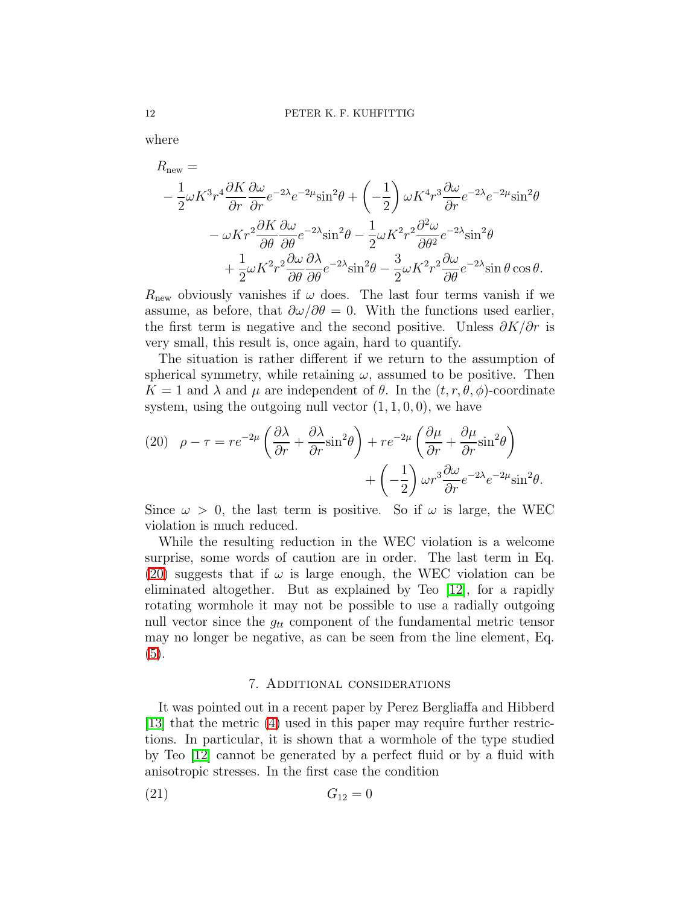where

$$
\begin{aligned}
&R_{\text{new}} = \\
&-\frac{1}{2}\omega K^3 r^4 \frac{\partial K}{\partial r}\frac{\partial \omega}{\partial r} e^{-2\lambda} e^{-2\mu} \sin^2\theta + \left(-\frac{1}{2}\right)\omega K^4 r^3 \frac{\partial \omega}{\partial r} e^{-2\lambda} e^{-2\mu} \sin^2\theta \\
&\qquad - \omega K r^2 \frac{\partial K}{\partial \theta}\frac{\partial \omega}{\partial \theta} e^{-2\lambda}\sin^2\theta - \frac{1}{2}\omega K^2 r^2 \frac{\partial^2 \omega}{\partial \theta^2} e^{-2\lambda}\sin^2\theta \\
&\qquad\quad + \frac{1}{2}\omega K^2 r^2 \frac{\partial \omega}{\partial \theta}\frac{\partial \lambda}{\partial \theta} e^{-2\lambda}\sin^2\theta - \frac{3}{2}\omega K^2 r^2 \frac{\partial \omega}{\partial \theta} e^{-2\lambda} \sin\theta\cos\theta.
\end{aligned}
$$

$R_{\text{new}}$ obviously vanishes if $\omega$ does. The last four terms vanish if we assume, as before, that $\partial\omega/\partial\theta = 0$. With the functions used earlier, the first term is negative and the second positive. Unless $\partial K/\partial r$ is very small, this result is, once again, hard to quantify.

The situation is rather different if we return to the assumption of spherical symmetry, while retaining $\omega$, assumed to be positive. Then $K = 1$ and $\lambda$ and $\mu$ are independent of $\theta$. In the $(t, r, \theta, \phi)$-coordinate system, using the outgoing null vector $(1, 1, 0, 0)$, we have

$$
\begin{aligned}
(20) \quad \rho - \tau = r e^{-2\mu}\left(\frac{\partial \lambda}{\partial r} + \frac{\partial \lambda}{\partial r}\sin^2\theta\right) + r e^{-2\mu}\left(\frac{\partial \mu}{\partial r} + \frac{\partial \mu}{\partial r}\sin^2\theta\right) \\
+ \left(-\frac{1}{2}\right)\omega r^3 \frac{\partial \omega}{\partial r} e^{-2\lambda} e^{-2\mu}\sin^2\theta.
\end{aligned}
$$

Since $\omega > 0$, the last term is positive. So if $\omega$ is large, the WEC violation is much reduced.

While the resulting reduction in the WEC violation is a welcome surprise, some words of caution are in order. The last term in Eq. (20) suggests that if $\omega$ is large enough, the WEC violation can be eliminated altogether. But as explained by Teo [12], for a rapidly rotating wormhole it may not be possible to use a radially outgoing null vector since the $g_{tt}$ component of the fundamental metric tensor may no longer be negative, as can be seen from the line element, Eq. (5).

## 7. Additional considerations

It was pointed out in a recent paper by Perez Bergliaffa and Hibberd [13] that the metric (4) used in this paper may require further restrictions. In particular, it is shown that a wormhole of the type studied by Teo [12] cannot be generated by a perfect fluid or by a fluid with anisotropic stresses. In the first case the condition

$$
(21) \qquad\qquad G_{12} = 0
$$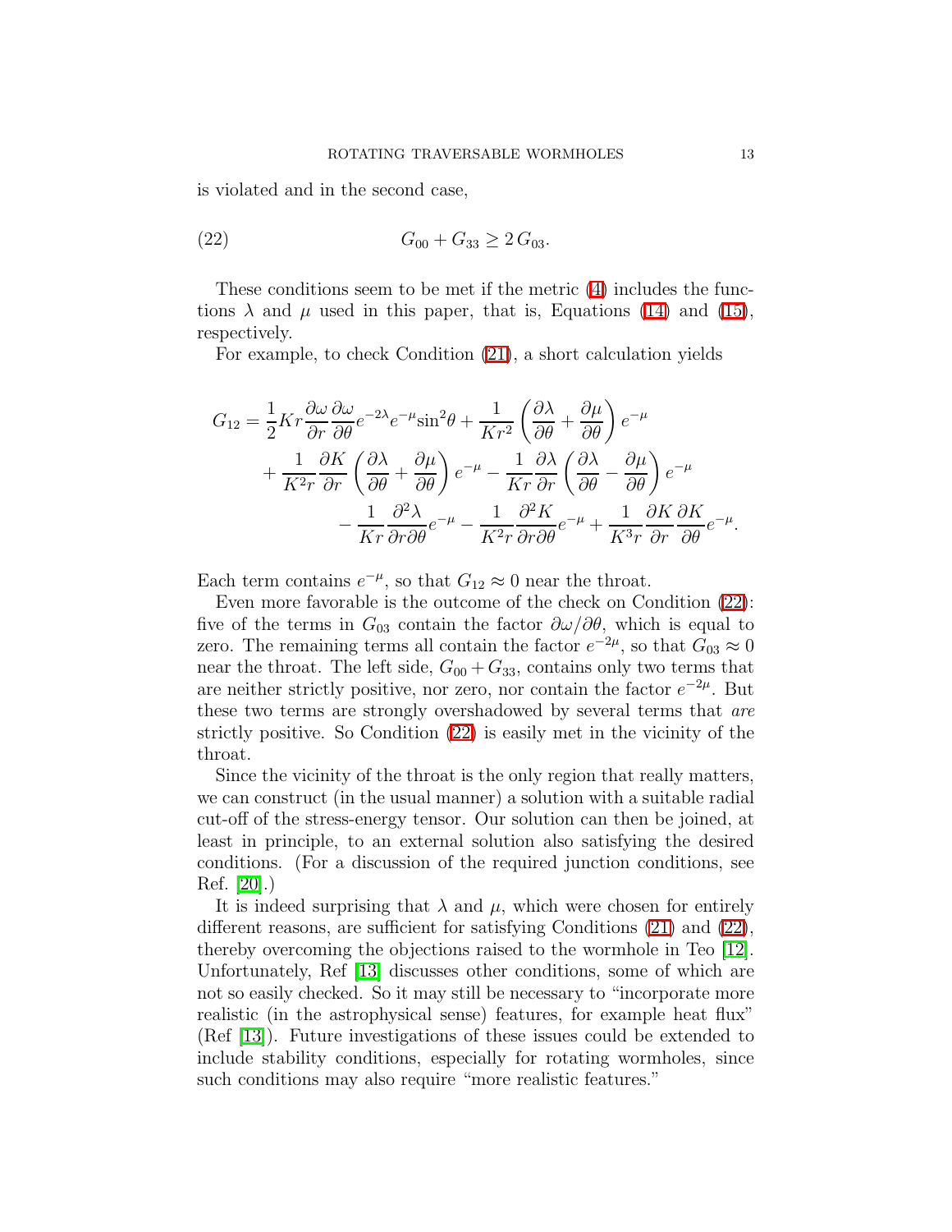is violated and in the second case,

$$G_{00} + G_{33} \geq 2\, G_{03}. \tag{22}$$

These conditions seem to be met if the metric (4) includes the functions $\lambda$ and $\mu$ used in this paper, that is, Equations (14) and (15), respectively.

For example, to check Condition (21), a short calculation yields

$$\begin{aligned}
G_{12} = \frac{1}{2}Kr\frac{\partial\omega}{\partial r}\frac{\partial\omega}{\partial\theta}e^{-2\lambda}e^{-\mu}\sin^2\theta + \frac{1}{Kr^2}\left(\frac{\partial\lambda}{\partial\theta}+\frac{\partial\mu}{\partial\theta}\right)e^{-\mu} \\
+ \frac{1}{K^2 r}\frac{\partial K}{\partial r}\left(\frac{\partial\lambda}{\partial\theta}+\frac{\partial\mu}{\partial\theta}\right)e^{-\mu} - \frac{1}{Kr}\frac{\partial\lambda}{\partial r}\left(\frac{\partial\lambda}{\partial\theta}-\frac{\partial\mu}{\partial\theta}\right)e^{-\mu} \\
- \frac{1}{Kr}\frac{\partial^2\lambda}{\partial r\partial\theta}e^{-\mu} - \frac{1}{K^2 r}\frac{\partial^2 K}{\partial r\partial\theta}e^{-\mu} + \frac{1}{K^3 r}\frac{\partial K}{\partial r}\frac{\partial K}{\partial\theta}e^{-\mu}.
\end{aligned}$$

Each term contains $e^{-\mu}$, so that $G_{12} \approx 0$ near the throat.

Even more favorable is the outcome of the check on Condition (22): five of the terms in $G_{03}$ contain the factor $\partial\omega/\partial\theta$, which is equal to zero. The remaining terms all contain the factor $e^{-2\mu}$, so that $G_{03} \approx 0$ near the throat. The left side, $G_{00} + G_{33}$, contains only two terms that are neither strictly positive, nor zero, nor contain the factor $e^{-2\mu}$. But these two terms are strongly overshadowed by several terms that *are* strictly positive. So Condition (22) is easily met in the vicinity of the throat.

Since the vicinity of the throat is the only region that really matters, we can construct (in the usual manner) a solution with a suitable radial cut-off of the stress-energy tensor. Our solution can then be joined, at least in principle, to an external solution also satisfying the desired conditions. (For a discussion of the required junction conditions, see Ref. [20].)

It is indeed surprising that $\lambda$ and $\mu$, which were chosen for entirely different reasons, are sufficient for satisfying Conditions (21) and (22), thereby overcoming the objections raised to the wormhole in Teo [12]. Unfortunately, Ref [13] discusses other conditions, some of which are not so easily checked. So it may still be necessary to "incorporate more realistic (in the astrophysical sense) features, for example heat flux" (Ref [13]). Future investigations of these issues could be extended to include stability conditions, especially for rotating wormholes, since such conditions may also require "more realistic features."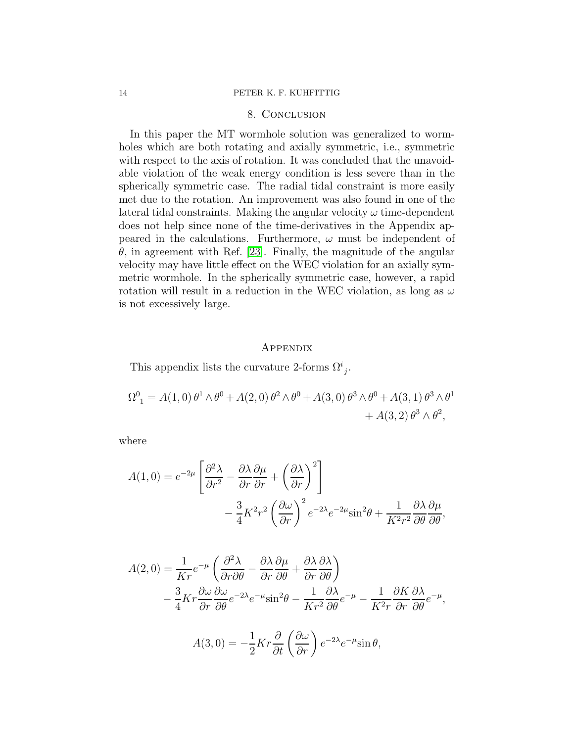## 8. Conclusion

In this paper the MT wormhole solution was generalized to wormholes which are both rotating and axially symmetric, i.e., symmetric with respect to the axis of rotation. It was concluded that the unavoidable violation of the weak energy condition is less severe than in the spherically symmetric case. The radial tidal constraint is more easily met due to the rotation. An improvement was also found in one of the lateral tidal constraints. Making the angular velocity $\omega$ time-dependent does not help since none of the time-derivatives in the Appendix appeared in the calculations. Furthermore, $\omega$ must be independent of $\theta$, in agreement with Ref. [23]. Finally, the magnitude of the angular velocity may have little effect on the WEC violation for an axially symmetric wormhole. In the spherically symmetric case, however, a rapid rotation will result in a reduction in the WEC violation, as long as $\omega$ is not excessively large.

## Appendix

This appendix lists the curvature 2-forms $\Omega^i{}_j$.

$$\Omega^0{}_1 = A(1,0)\,\theta^1\wedge\theta^0 + A(2,0)\,\theta^2\wedge\theta^0 + A(3,0)\,\theta^3\wedge\theta^0 + A(3,1)\,\theta^3\wedge\theta^1 + A(3,2)\,\theta^3\wedge\theta^2,$$

where

$$A(1,0) = e^{-2\mu}\left[\frac{\partial^2\lambda}{\partial r^2} - \frac{\partial\lambda}{\partial r}\frac{\partial\mu}{\partial r} + \left(\frac{\partial\lambda}{\partial r}\right)^2\right] - \frac{3}{4}K^2r^2\left(\frac{\partial\omega}{\partial r}\right)^2 e^{-2\lambda}e^{-2\mu}\sin^2\theta + \frac{1}{K^2r^2}\frac{\partial\lambda}{\partial\theta}\frac{\partial\mu}{\partial\theta},$$

$$A(2,0) = \frac{1}{Kr}e^{-\mu}\left(\frac{\partial^2\lambda}{\partial r\partial\theta} - \frac{\partial\lambda}{\partial r}\frac{\partial\mu}{\partial\theta} + \frac{\partial\lambda}{\partial r}\frac{\partial\lambda}{\partial\theta}\right) - \frac{3}{4}Kr\frac{\partial\omega}{\partial r}\frac{\partial\omega}{\partial\theta}e^{-2\lambda}e^{-\mu}\sin^2\theta - \frac{1}{Kr^2}\frac{\partial\lambda}{\partial\theta}e^{-\mu} - \frac{1}{K^2r}\frac{\partial K}{\partial r}\frac{\partial\lambda}{\partial\theta}e^{-\mu},$$

$$A(3,0) = -\frac{1}{2}Kr\frac{\partial}{\partial t}\left(\frac{\partial\omega}{\partial r}\right)e^{-2\lambda}e^{-\mu}\sin\theta,$$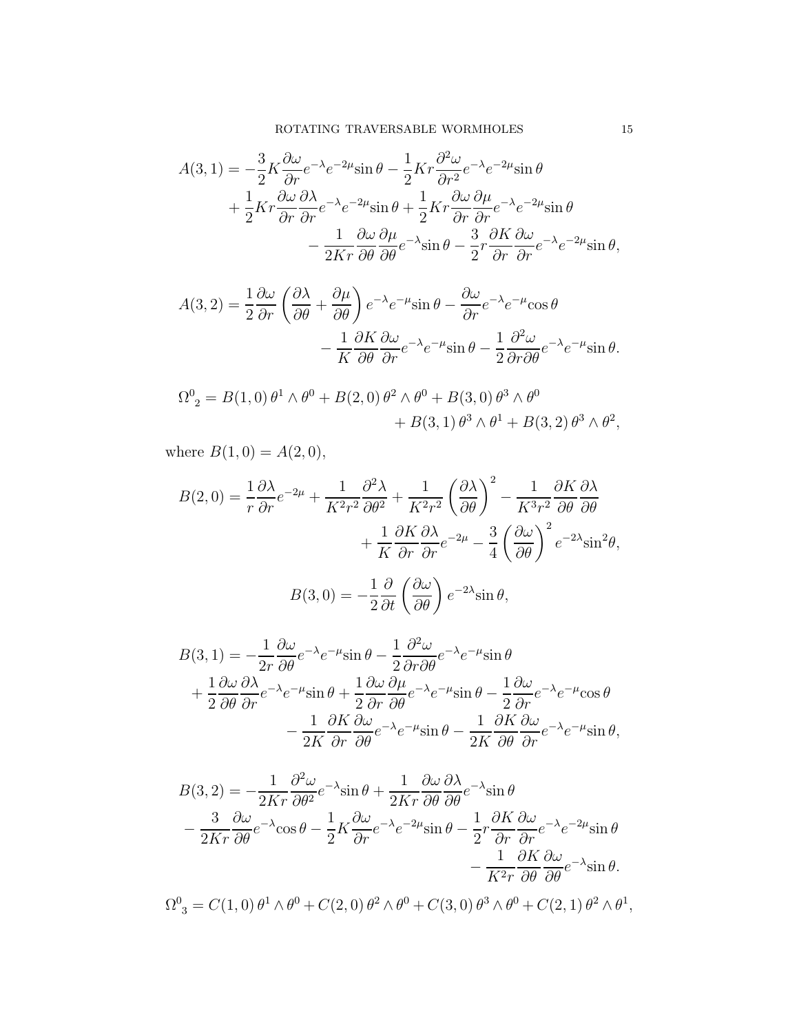$$
\begin{aligned}
A(3,1) = &-\frac{3}{2}K\frac{\partial\omega}{\partial r}e^{-\lambda}e^{-2\mu}\sin\theta - \frac{1}{2}Kr\frac{\partial^2\omega}{\partial r^2}e^{-\lambda}e^{-2\mu}\sin\theta \\
&+ \frac{1}{2}Kr\frac{\partial\omega}{\partial r}\frac{\partial\lambda}{\partial r}e^{-\lambda}e^{-2\mu}\sin\theta + \frac{1}{2}Kr\frac{\partial\omega}{\partial r}\frac{\partial\mu}{\partial r}e^{-\lambda}e^{-2\mu}\sin\theta \\
&- \frac{1}{2Kr}\frac{\partial\omega}{\partial\theta}\frac{\partial\mu}{\partial\theta}e^{-\lambda}\sin\theta - \frac{3}{2}r\frac{\partial K}{\partial r}\frac{\partial\omega}{\partial r}e^{-\lambda}e^{-2\mu}\sin\theta,
\end{aligned}
$$

$$
\begin{aligned}
A(3,2) = &\frac{1}{2}\frac{\partial\omega}{\partial r}\left(\frac{\partial\lambda}{\partial\theta} + \frac{\partial\mu}{\partial\theta}\right)e^{-\lambda}e^{-\mu}\sin\theta - \frac{\partial\omega}{\partial r}e^{-\lambda}e^{-\mu}\cos\theta \\
&- \frac{1}{K}\frac{\partial K}{\partial\theta}\frac{\partial\omega}{\partial r}e^{-\lambda}e^{-\mu}\sin\theta - \frac{1}{2}\frac{\partial^2\omega}{\partial r\partial\theta}e^{-\lambda}e^{-\mu}\sin\theta.
\end{aligned}
$$

$$
\begin{aligned}
\Omega^0{}_2 = &B(1,0)\,\theta^1\wedge\theta^0 + B(2,0)\,\theta^2\wedge\theta^0 + B(3,0)\,\theta^3\wedge\theta^0 \\
&+ B(3,1)\,\theta^3\wedge\theta^1 + B(3,2)\,\theta^3\wedge\theta^2,
\end{aligned}
$$

where $B(1,0) = A(2,0)$,

$$
\begin{aligned}
B(2,0) = &\frac{1}{r}\frac{\partial\lambda}{\partial r}e^{-2\mu} + \frac{1}{K^2r^2}\frac{\partial^2\lambda}{\partial\theta^2} + \frac{1}{K^2r^2}\left(\frac{\partial\lambda}{\partial\theta}\right)^2 - \frac{1}{K^3r^2}\frac{\partial K}{\partial\theta}\frac{\partial\lambda}{\partial\theta} \\
&+ \frac{1}{K}\frac{\partial K}{\partial r}\frac{\partial\lambda}{\partial r}e^{-2\mu} - \frac{3}{4}\left(\frac{\partial\omega}{\partial\theta}\right)^2 e^{-2\lambda}\sin^2\theta,
\end{aligned}
$$

$$
B(3,0) = -\frac{1}{2}\frac{\partial}{\partial t}\left(\frac{\partial\omega}{\partial\theta}\right)e^{-2\lambda}\sin\theta,
$$

$$
\begin{aligned}
B(3,1) = &-\frac{1}{2r}\frac{\partial\omega}{\partial\theta}e^{-\lambda}e^{-\mu}\sin\theta - \frac{1}{2}\frac{\partial^2\omega}{\partial r\partial\theta}e^{-\lambda}e^{-\mu}\sin\theta \\
&+ \frac{1}{2}\frac{\partial\omega}{\partial\theta}\frac{\partial\lambda}{\partial r}e^{-\lambda}e^{-\mu}\sin\theta + \frac{1}{2}\frac{\partial\omega}{\partial r}\frac{\partial\mu}{\partial\theta}e^{-\lambda}e^{-\mu}\sin\theta - \frac{1}{2}\frac{\partial\omega}{\partial r}e^{-\lambda}e^{-\mu}\cos\theta \\
&- \frac{1}{2K}\frac{\partial K}{\partial r}\frac{\partial\omega}{\partial\theta}e^{-\lambda}e^{-\mu}\sin\theta - \frac{1}{2K}\frac{\partial K}{\partial\theta}\frac{\partial\omega}{\partial r}e^{-\lambda}e^{-\mu}\sin\theta,
\end{aligned}
$$

$$
\begin{aligned}
B(3,2) = &-\frac{1}{2Kr}\frac{\partial^2\omega}{\partial\theta^2}e^{-\lambda}\sin\theta + \frac{1}{2Kr}\frac{\partial\omega}{\partial\theta}\frac{\partial\lambda}{\partial\theta}e^{-\lambda}\sin\theta \\
&- \frac{3}{2Kr}\frac{\partial\omega}{\partial\theta}e^{-\lambda}\cos\theta - \frac{1}{2}K\frac{\partial\omega}{\partial r}e^{-\lambda}e^{-2\mu}\sin\theta - \frac{1}{2}r\frac{\partial K}{\partial r}\frac{\partial\omega}{\partial r}e^{-\lambda}e^{-2\mu}\sin\theta \\
&- \frac{1}{K^2r}\frac{\partial K}{\partial\theta}\frac{\partial\omega}{\partial\theta}e^{-\lambda}\sin\theta.
\end{aligned}
$$

$$
\Omega^0{}_3 = C(1,0)\,\theta^1\wedge\theta^0 + C(2,0)\,\theta^2\wedge\theta^0 + C(3,0)\,\theta^3\wedge\theta^0 + C(2,1)\,\theta^2\wedge\theta^1,
$$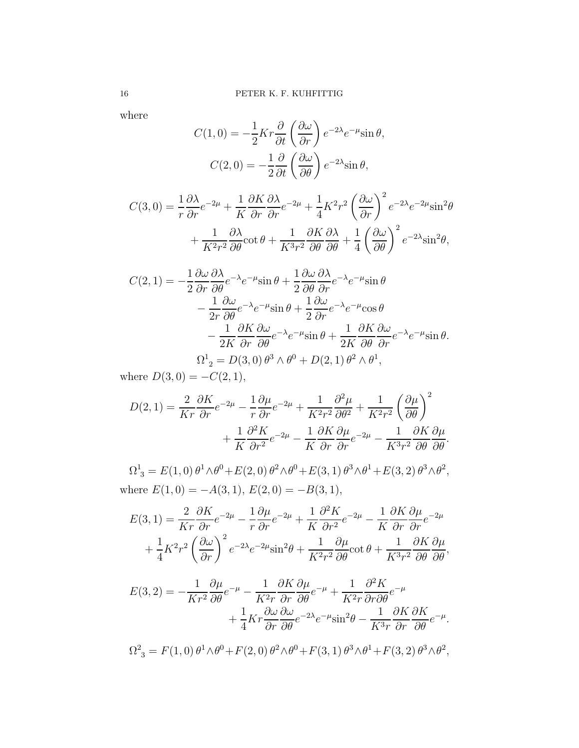where

$$C(1,0) = -\frac{1}{2}Kr\frac{\partial}{\partial t}\left(\frac{\partial \omega}{\partial r}\right)e^{-2\lambda}e^{-\mu}\sin\theta,$$

$$C(2,0) = -\frac{1}{2}\frac{\partial}{\partial t}\left(\frac{\partial \omega}{\partial \theta}\right)e^{-2\lambda}\sin\theta,$$

$$C(3,0) = \frac{1}{r}\frac{\partial \lambda}{\partial r}e^{-2\mu} + \frac{1}{K}\frac{\partial K}{\partial r}\frac{\partial \lambda}{\partial r}e^{-2\mu} + \frac{1}{4}K^2r^2\left(\frac{\partial \omega}{\partial r}\right)^2 e^{-2\lambda}e^{-2\mu}\sin^2\theta$$
$$+ \frac{1}{K^2r^2}\frac{\partial \lambda}{\partial \theta}\cot\theta + \frac{1}{K^3r^2}\frac{\partial K}{\partial \theta}\frac{\partial \lambda}{\partial \theta} + \frac{1}{4}\left(\frac{\partial \omega}{\partial \theta}\right)^2 e^{-2\lambda}\sin^2\theta,$$

$$C(2,1) = -\frac{1}{2}\frac{\partial \omega}{\partial r}\frac{\partial \lambda}{\partial \theta}e^{-\lambda}e^{-\mu}\sin\theta + \frac{1}{2}\frac{\partial \omega}{\partial \theta}\frac{\partial \lambda}{\partial r}e^{-\lambda}e^{-\mu}\sin\theta$$
$$- \frac{1}{2r}\frac{\partial \omega}{\partial \theta}e^{-\lambda}e^{-\mu}\sin\theta + \frac{1}{2}\frac{\partial \omega}{\partial r}e^{-\lambda}e^{-\mu}\cos\theta$$
$$- \frac{1}{2K}\frac{\partial K}{\partial r}\frac{\partial \omega}{\partial \theta}e^{-\lambda}e^{-\mu}\sin\theta + \frac{1}{2K}\frac{\partial K}{\partial \theta}\frac{\partial \omega}{\partial r}e^{-\lambda}e^{-\mu}\sin\theta.$$

$$\Omega^1{}_2 = D(3,0)\,\theta^3\wedge\theta^0 + D(2,1)\,\theta^2\wedge\theta^1,$$

where $D(3,0) = -C(2,1)$,

$$D(2,1) = \frac{2}{Kr}\frac{\partial K}{\partial r}e^{-2\mu} - \frac{1}{r}\frac{\partial \mu}{\partial r}e^{-2\mu} + \frac{1}{K^2r^2}\frac{\partial^2 \mu}{\partial \theta^2} + \frac{1}{K^2r^2}\left(\frac{\partial \mu}{\partial \theta}\right)^2$$
$$+ \frac{1}{K}\frac{\partial^2 K}{\partial r^2}e^{-2\mu} - \frac{1}{K}\frac{\partial K}{\partial r}\frac{\partial \mu}{\partial r}e^{-2\mu} - \frac{1}{K^3r^2}\frac{\partial K}{\partial \theta}\frac{\partial \mu}{\partial \theta}.$$

$$\Omega^1{}_3 = E(1,0)\,\theta^1\wedge\theta^0 + E(2,0)\,\theta^2\wedge\theta^0 + E(3,1)\,\theta^3\wedge\theta^1 + E(3,2)\,\theta^3\wedge\theta^2,$$

where $E(1,0) = -A(3,1)$, $E(2,0) = -B(3,1)$,

$$E(3,1) = \frac{2}{Kr}\frac{\partial K}{\partial r}e^{-2\mu} - \frac{1}{r}\frac{\partial \mu}{\partial r}e^{-2\mu} + \frac{1}{K}\frac{\partial^2 K}{\partial r^2}e^{-2\mu} - \frac{1}{K}\frac{\partial K}{\partial r}\frac{\partial \mu}{\partial r}e^{-2\mu}$$
$$+ \frac{1}{4}K^2r^2\left(\frac{\partial \omega}{\partial r}\right)^2 e^{-2\lambda}e^{-2\mu}\sin^2\theta + \frac{1}{K^2r^2}\frac{\partial \mu}{\partial \theta}\cot\theta + \frac{1}{K^3r^2}\frac{\partial K}{\partial \theta}\frac{\partial \mu}{\partial \theta},$$

$$E(3,2) = -\frac{1}{Kr^2}\frac{\partial \mu}{\partial \theta}e^{-\mu} - \frac{1}{K^2r}\frac{\partial K}{\partial r}\frac{\partial \mu}{\partial \theta}e^{-\mu} + \frac{1}{K^2r}\frac{\partial^2 K}{\partial r\partial \theta}e^{-\mu}$$
$$+ \frac{1}{4}Kr\frac{\partial \omega}{\partial r}\frac{\partial \omega}{\partial \theta}e^{-2\lambda}e^{-\mu}\sin^2\theta - \frac{1}{K^3r}\frac{\partial K}{\partial r}\frac{\partial K}{\partial \theta}e^{-\mu}.$$

$$\Omega^2{}_3 = F(1,0)\,\theta^1\wedge\theta^0 + F(2,0)\,\theta^2\wedge\theta^0 + F(3,1)\,\theta^3\wedge\theta^1 + F(3,2)\,\theta^3\wedge\theta^2,$$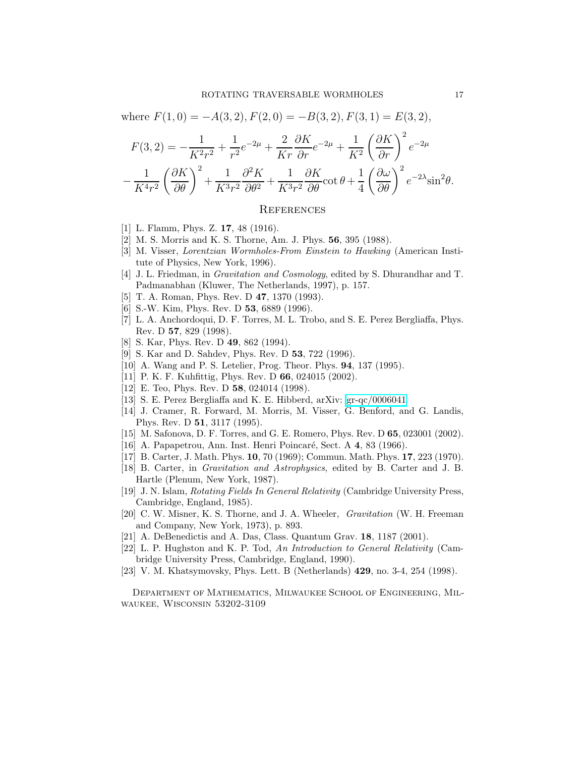where $F(1,0) = -A(3,2), F(2,0) = -B(3,2), F(3,1) = E(3,2)$,

$$F(3,2) = -\frac{1}{K^2 r^2} + \frac{1}{r^2} e^{-2\mu} + \frac{2}{Kr} \frac{\partial K}{\partial r} e^{-2\mu} + \frac{1}{K^2} \left( \frac{\partial K}{\partial r} \right)^2 e^{-2\mu}$$

$$- \frac{1}{K^4 r^2} \left( \frac{\partial K}{\partial \theta} \right)^2 + \frac{1}{K^3 r^2} \frac{\partial^2 K}{\partial \theta^2} + \frac{1}{K^3 r^2} \frac{\partial K}{\partial \theta} \cot\theta + \frac{1}{4} \left( \frac{\partial \omega}{\partial \theta} \right)^2 e^{-2\lambda} \sin^2\theta.$$

## References

[1] L. Flamm, Phys. Z. **17**, 48 (1916).
[2] M. S. Morris and K. S. Thorne, Am. J. Phys. **56**, 395 (1988).
[3] M. Visser, *Lorentzian Wormholes-From Einstein to Hawking* (American Institute of Physics, New York, 1996).
[4] J. L. Friedman, in *Gravitation and Cosmology*, edited by S. Dhurandhar and T. Padmanabhan (Kluwer, The Netherlands, 1997), p. 157.
[5] T. A. Roman, Phys. Rev. D **47**, 1370 (1993).
[6] S.-W. Kim, Phys. Rev. D **53**, 6889 (1996).
[7] L. A. Anchordoqui, D. F. Torres, M. L. Trobo, and S. E. Perez Bergliaffa, Phys. Rev. D **57**, 829 (1998).
[8] S. Kar, Phys. Rev. D **49**, 862 (1994).
[9] S. Kar and D. Sahdev, Phys. Rev. D **53**, 722 (1996).
[10] A. Wang and P. S. Letelier, Prog. Theor. Phys. **94**, 137 (1995).
[11] P. K. F. Kuhfittig, Phys. Rev. D **66**, 024015 (2002).
[12] E. Teo, Phys. Rev. D **58**, 024014 (1998).
[13] S. E. Perez Bergliaffa and K. E. Hibberd, arXiv: gr-qc/0006041.
[14] J. Cramer, R. Forward, M. Morris, M. Visser, G. Benford, and G. Landis, Phys. Rev. D **51**, 3117 (1995).
[15] M. Safonova, D. F. Torres, and G. E. Romero, Phys. Rev. D **65**, 023001 (2002).
[16] A. Papapetrou, Ann. Inst. Henri Poincaré, Sect. A **4**, 83 (1966).
[17] B. Carter, J. Math. Phys. **10**, 70 (1969); Commun. Math. Phys. **17**, 223 (1970).
[18] B. Carter, in *Gravitation and Astrophysics*, edited by B. Carter and J. B. Hartle (Plenum, New York, 1987).
[19] J. N. Islam, *Rotating Fields In General Relativity* (Cambridge University Press, Cambridge, England, 1985).
[20] C. W. Misner, K. S. Thorne, and J. A. Wheeler, *Gravitation* (W. H. Freeman and Company, New York, 1973), p. 893.
[21] A. DeBenedictis and A. Das, Class. Quantum Grav. **18**, 1187 (2001).
[22] L. P. Hughston and K. P. Tod, *An Introduction to General Relativity* (Cambridge University Press, Cambridge, England, 1990).
[23] V. M. Khatsymovsky, Phys. Lett. B (Netherlands) **429**, no. 3-4, 254 (1998).

Department of Mathematics, Milwaukee School of Engineering, Milwaukee, Wisconsin 53202-3109